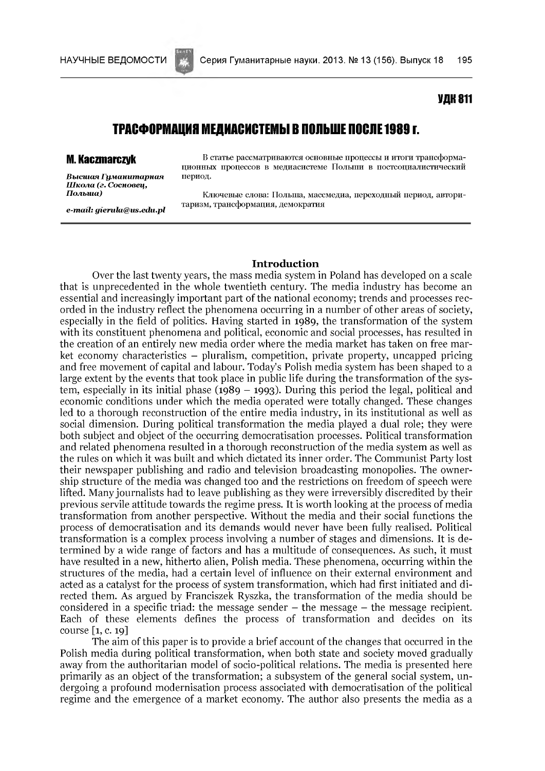УДК 811

# ТРАСФОРМАЦИЯ МЕДИАСИСТЕМЫ В ПОЛЬШЕ ПОСЛЕ 1989 г.

**M. Kaczmarczyk**

***Высшая Гуманитарная Школа (г. Сосновец, Польша)***

***e-mail: gierula@us.edu.pl***

В статье рассматриваются основные процессы и итоги трансформационных процессов в медиасистеме Польши в постсоциалистический период.

Ключевые слова: Польша, массмедиа, переходный период, авторитаризм, трансформация, демократия

## Introduction

Over the last twenty years, the mass media system in Poland has developed on a scale that is unprecedented in the whole twentieth century. The media industry has become an essential and increasingly important part of the national economy; trends and processes recorded in the industry reflect the phenomena occurring in a number of other areas of society, especially in the field of politics. Having started in 1989, the transformation of the system with its constituent phenomena and political, economic and social processes, has resulted in the creation of an entirely new media order where the media market has taken on free market economy characteristics – pluralism, competition, private property, uncapped pricing and free movement of capital and labour. Today's Polish media system has been shaped to a large extent by the events that took place in public life during the transformation of the system, especially in its initial phase (1989 – 1993). During this period the legal, political and economic conditions under which the media operated were totally changed. These changes led to a thorough reconstruction of the entire media industry, in its institutional as well as social dimension. During political transformation the media played a dual role; they were both subject and object of the occurring democratisation processes. Political transformation and related phenomena resulted in a thorough reconstruction of the media system as well as the rules on which it was built and which dictated its inner order. The Communist Party lost their newspaper publishing and radio and television broadcasting monopolies. The ownership structure of the media was changed too and the restrictions on freedom of speech were lifted. Many journalists had to leave publishing as they were irreversibly discredited by their previous servile attitude towards the regime press. It is worth looking at the process of media transformation from another perspective. Without the media and their social functions the process of democratisation and its demands would never have been fully realised. Political transformation is a complex process involving a number of stages and dimensions. It is determined by a wide range of factors and has a multitude of consequences. As such, it must have resulted in a new, hitherto alien, Polish media. These phenomena, occurring within the structures of the media, had a certain level of influence on their external environment and acted as a catalyst for the process of system transformation, which had first initiated and directed them. As argued by Franciszek Ryszka, the transformation of the media should be considered in a specific triad: the message sender – the message – the message recipient. Each of these elements defines the process of transformation and decides on its course [1, c. 19]

The aim of this paper is to provide a brief account of the changes that occurred in the Polish media during political transformation, when both state and society moved gradually away from the authoritarian model of socio-political relations. The media is presented here primarily as an object of the transformation; a subsystem of the general social system, undergoing a profound modernisation process associated with democratisation of the political regime and the emergence of a market economy. The author also presents the media as a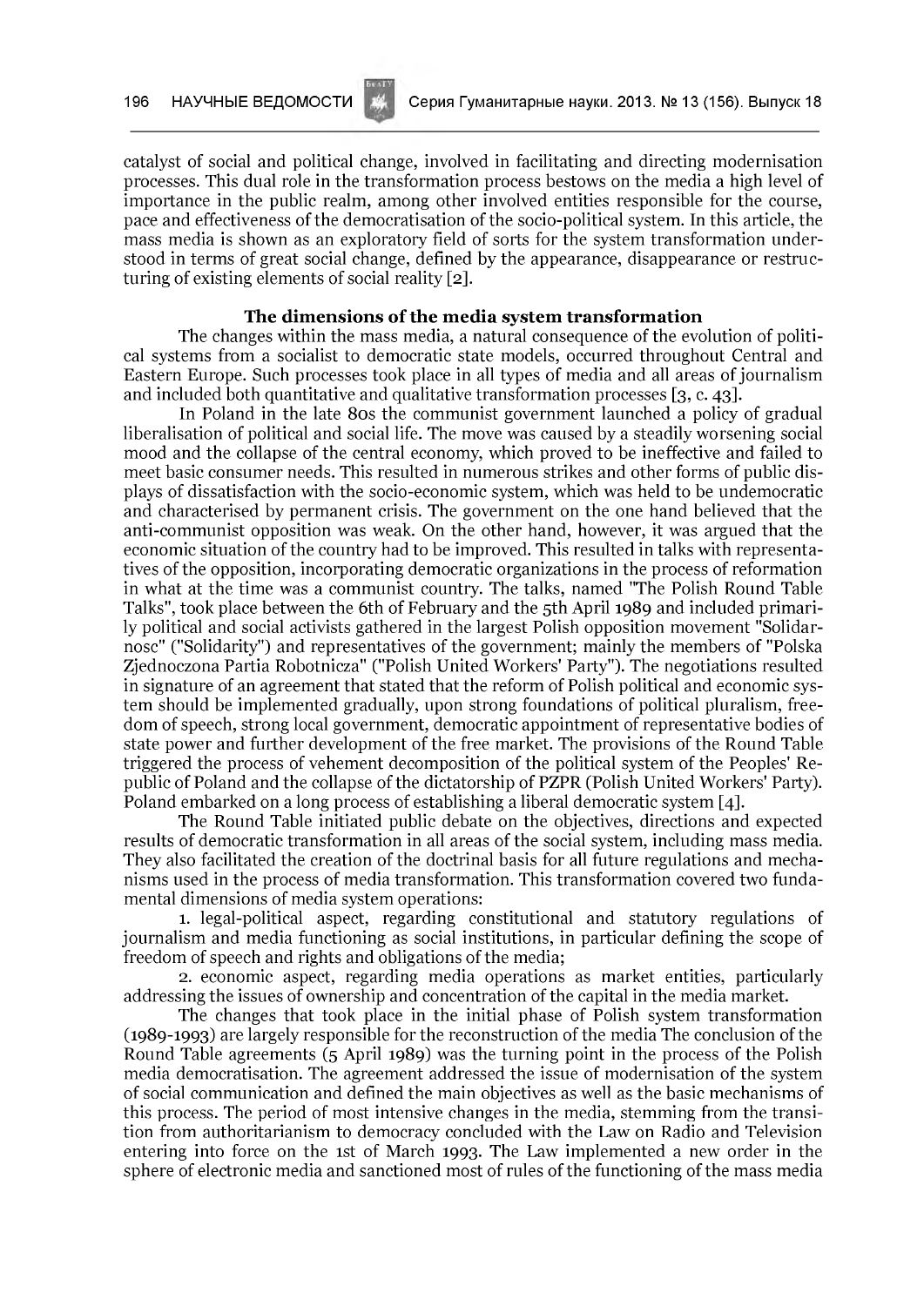catalyst of social and political change, involved in facilitating and directing modernisation processes. This dual role in the transformation process bestows on the media a high level of importance in the public realm, among other involved entities responsible for the course, pace and effectiveness of the democratisation of the socio-political system. In this article, the mass media is shown as an exploratory field of sorts for the system transformation understood in terms of great social change, defined by the appearance, disappearance or restructuring of existing elements of social reality [2].

### The dimensions of the media system transformation

The changes within the mass media, a natural consequence of the evolution of political systems from a socialist to democratic state models, occurred throughout Central and Eastern Europe. Such processes took place in all types of media and all areas of journalism and included both quantitative and qualitative transformation processes [3, c. 43].

In Poland in the late 80s the communist government launched a policy of gradual liberalisation of political and social life. The move was caused by a steadily worsening social mood and the collapse of the central economy, which proved to be ineffective and failed to meet basic consumer needs. This resulted in numerous strikes and other forms of public displays of dissatisfaction with the socio-economic system, which was held to be undemocratic and characterised by permanent crisis. The government on the one hand believed that the anti-communist opposition was weak. On the other hand, however, it was argued that the economic situation of the country had to be improved. This resulted in talks with representatives of the opposition, incorporating democratic organizations in the process of reformation in what at the time was a communist country. The talks, named "The Polish Round Table Talks", took place between the 6th of February and the 5th April 1989 and included primarily political and social activists gathered in the largest Polish opposition movement "Solidarnosc" ("Solidarity") and representatives of the government; mainly the members of "Polska Zjednoczona Partia Robotnicza" ("Polish United Workers' Party"). The negotiations resulted in signature of an agreement that stated that the reform of Polish political and economic system should be implemented gradually, upon strong foundations of political pluralism, freedom of speech, strong local government, democratic appointment of representative bodies of state power and further development of the free market. The provisions of the Round Table triggered the process of vehement decomposition of the political system of the Peoples' Republic of Poland and the collapse of the dictatorship of PZPR (Polish United Workers' Party). Poland embarked on a long process of establishing a liberal democratic system [4].

The Round Table initiated public debate on the objectives, directions and expected results of democratic transformation in all areas of the social system, including mass media. They also facilitated the creation of the doctrinal basis for all future regulations and mechanisms used in the process of media transformation. This transformation covered two fundamental dimensions of media system operations:

1. legal-political aspect, regarding constitutional and statutory regulations of journalism and media functioning as social institutions, in particular defining the scope of freedom of speech and rights and obligations of the media;
2. economic aspect, regarding media operations as market entities, particularly addressing the issues of ownership and concentration of the capital in the media market.

The changes that took place in the initial phase of Polish system transformation (1989-1993) are largely responsible for the reconstruction of the media The conclusion of the Round Table agreements (5 April 1989) was the turning point in the process of the Polish media democratisation. The agreement addressed the issue of modernisation of the system of social communication and defined the main objectives as well as the basic mechanisms of this process. The period of most intensive changes in the media, stemming from the transition from authoritarianism to democracy concluded with the Law on Radio and Television entering into force on the 1st of March 1993. The Law implemented a new order in the sphere of electronic media and sanctioned most of rules of the functioning of the mass media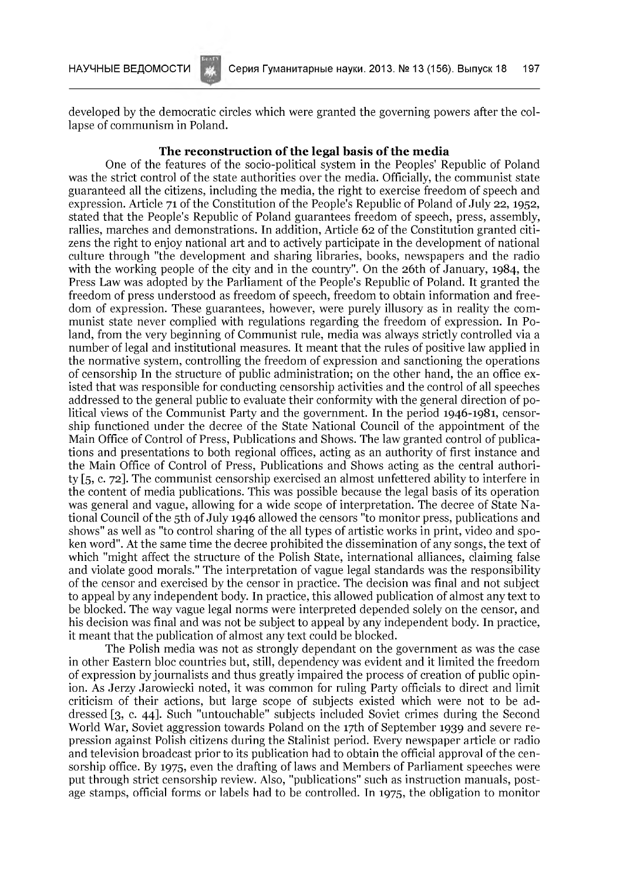developed by the democratic circles which were granted the governing powers after the collapse of communism in Poland.

### The reconstruction of the legal basis of the media

One of the features of the socio-political system in the Peoples' Republic of Poland was the strict control of the state authorities over the media. Officially, the communist state guaranteed all the citizens, including the media, the right to exercise freedom of speech and expression. Article 71 of the Constitution of the People's Republic of Poland of July 22, 1952, stated that the People's Republic of Poland guarantees freedom of speech, press, assembly, rallies, marches and demonstrations. In addition, Article 62 of the Constitution granted citizens the right to enjoy national art and to actively participate in the development of national culture through "the development and sharing libraries, books, newspapers and the radio with the working people of the city and in the country". On the 26th of January, 1984, the Press Law was adopted by the Parliament of the People's Republic of Poland. It granted the freedom of press understood as freedom of speech, freedom to obtain information and freedom of expression. These guarantees, however, were purely illusory as in reality the communist state never complied with regulations regarding the freedom of expression. In Poland, from the very beginning of Communist rule, media was always strictly controlled via a number of legal and institutional measures. It meant that the rules of positive law applied in the normative system, controlling the freedom of expression and sanctioning the operations of censorship In the structure of public administration; on the other hand, the an office existed that was responsible for conducting censorship activities and the control of all speeches addressed to the general public to evaluate their conformity with the general direction of political views of the Communist Party and the government. In the period 1946-1981, censorship functioned under the decree of the State National Council of the appointment of the Main Office of Control of Press, Publications and Shows. The law granted control of publications and presentations to both regional offices, acting as an authority of first instance and the Main Office of Control of Press, Publications and Shows acting as the central authority [5, c. 72]. The communist censorship exercised an almost unfettered ability to interfere in the content of media publications. This was possible because the legal basis of its operation was general and vague, allowing for a wide scope of interpretation. The decree of State National Council of the 5th of July 1946 allowed the censors "to monitor press, publications and shows" as well as "to control sharing of the all types of artistic works in print, video and spoken word". At the same time the decree prohibited the dissemination of any songs, the text of which "might affect the structure of the Polish State, international alliances, claiming false and violate good morals." The interpretation of vague legal standards was the responsibility of the censor and exercised by the censor in practice. The decision was final and not subject to appeal by any independent body. In practice, this allowed publication of almost any text to be blocked. The way vague legal norms were interpreted depended solely on the censor, and his decision was final and was not be subject to appeal by any independent body. In practice, it meant that the publication of almost any text could be blocked.

The Polish media was not as strongly dependant on the government as was the case in other Eastern bloc countries but, still, dependency was evident and it limited the freedom of expression by journalists and thus greatly impaired the process of creation of public opinion. As Jerzy Jarowiecki noted, it was common for ruling Party officials to direct and limit criticism of their actions, but large scope of subjects existed which were not to be addressed [3, c. 44]. Such "untouchable" subjects included Soviet crimes during the Second World War, Soviet aggression towards Poland on the 17th of September 1939 and severe repression against Polish citizens during the Stalinist period. Every newspaper article or radio and television broadcast prior to its publication had to obtain the official approval of the censorship office. By 1975, even the drafting of laws and Members of Parliament speeches were put through strict censorship review. Also, "publications" such as instruction manuals, postage stamps, official forms or labels had to be controlled. In 1975, the obligation to monitor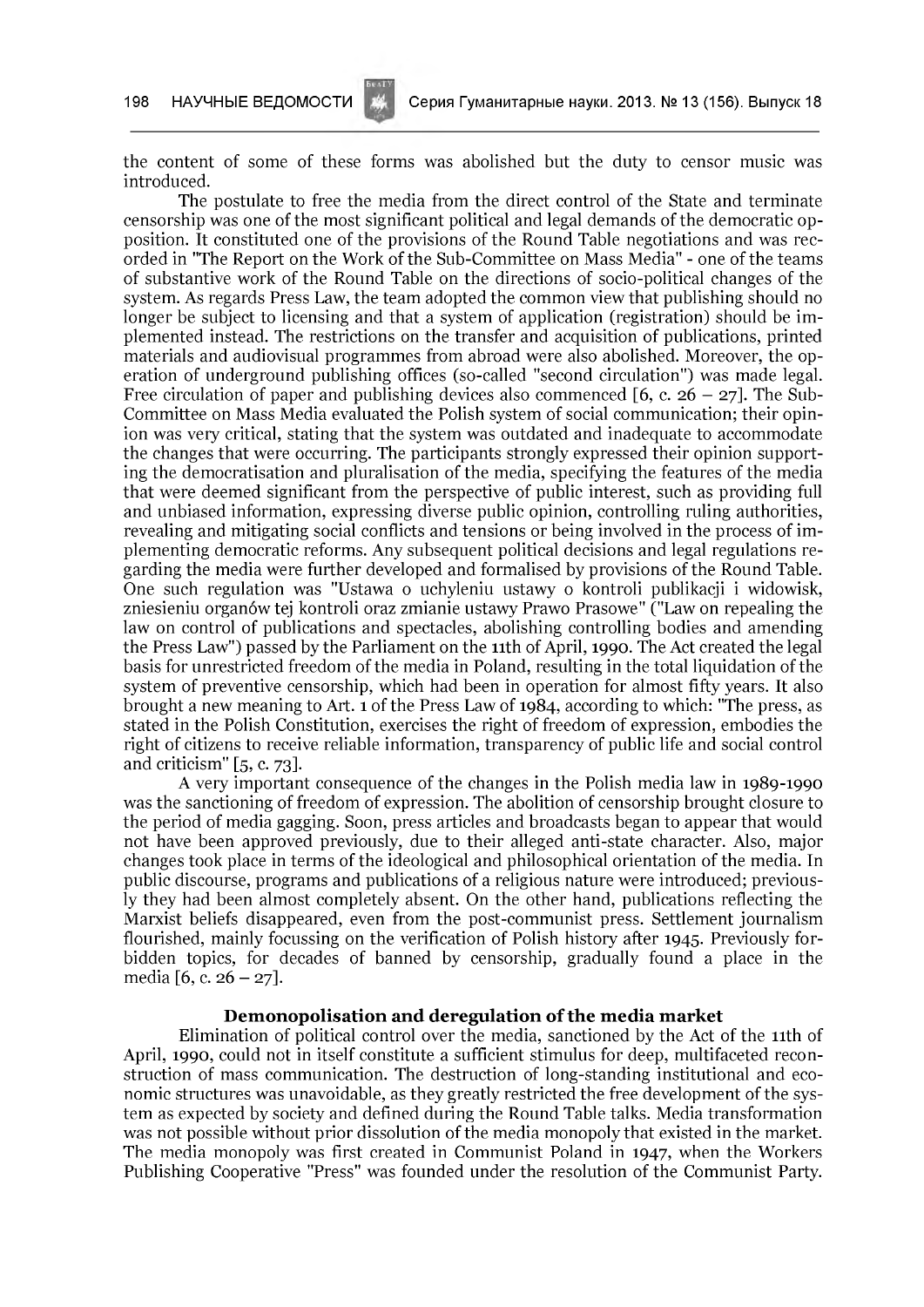the content of some of these forms was abolished but the duty to censor music was introduced.

The postulate to free the media from the direct control of the State and terminate censorship was one of the most significant political and legal demands of the democratic opposition. It constituted one of the provisions of the Round Table negotiations and was recorded in "The Report on the Work of the Sub-Committee on Mass Media" - one of the teams of substantive work of the Round Table on the directions of socio-political changes of the system. As regards Press Law, the team adopted the common view that publishing should no longer be subject to licensing and that a system of application (registration) should be implemented instead. The restrictions on the transfer and acquisition of publications, printed materials and audiovisual programmes from abroad were also abolished. Moreover, the operation of underground publishing offices (so-called "second circulation") was made legal. Free circulation of paper and publishing devices also commenced [6, c. 26 – 27]. The Sub-Committee on Mass Media evaluated the Polish system of social communication; their opinion was very critical, stating that the system was outdated and inadequate to accommodate the changes that were occurring. The participants strongly expressed their opinion supporting the democratisation and pluralisation of the media, specifying the features of the media that were deemed significant from the perspective of public interest, such as providing full and unbiased information, expressing diverse public opinion, controlling ruling authorities, revealing and mitigating social conflicts and tensions or being involved in the process of implementing democratic reforms. Any subsequent political decisions and legal regulations regarding the media were further developed and formalised by provisions of the Round Table. One such regulation was "Ustawa o uchyleniu ustawy o kontroli publikacji i widowisk, zniesieniu organów tej kontroli oraz zmianie ustawy Prawo Prasowe" ("Law on repealing the law on control of publications and spectacles, abolishing controlling bodies and amending the Press Law") passed by the Parliament on the 11th of April, 1990. The Act created the legal basis for unrestricted freedom of the media in Poland, resulting in the total liquidation of the system of preventive censorship, which had been in operation for almost fifty years. It also brought a new meaning to Art. 1 of the Press Law of 1984, according to which: "The press, as stated in the Polish Constitution, exercises the right of freedom of expression, embodies the right of citizens to receive reliable information, transparency of public life and social control and criticism" [5, c. 73].

A very important consequence of the changes in the Polish media law in 1989-1990 was the sanctioning of freedom of expression. The abolition of censorship brought closure to the period of media gagging. Soon, press articles and broadcasts began to appear that would not have been approved previously, due to their alleged anti-state character. Also, major changes took place in terms of the ideological and philosophical orientation of the media. In public discourse, programs and publications of a religious nature were introduced; previously they had been almost completely absent. On the other hand, publications reflecting the Marxist beliefs disappeared, even from the post-communist press. Settlement journalism flourished, mainly focussing on the verification of Polish history after 1945. Previously forbidden topics, for decades of banned by censorship, gradually found a place in the media [6, c. 26 – 27].

### Demonopolisation and deregulation of the media market

Elimination of political control over the media, sanctioned by the Act of the 11th of April, 1990, could not in itself constitute a sufficient stimulus for deep, multifaceted reconstruction of mass communication. The destruction of long-standing institutional and economic structures was unavoidable, as they greatly restricted the free development of the system as expected by society and defined during the Round Table talks. Media transformation was not possible without prior dissolution of the media monopoly that existed in the market. The media monopoly was first created in Communist Poland in 1947, when the Workers Publishing Cooperative "Press" was founded under the resolution of the Communist Party.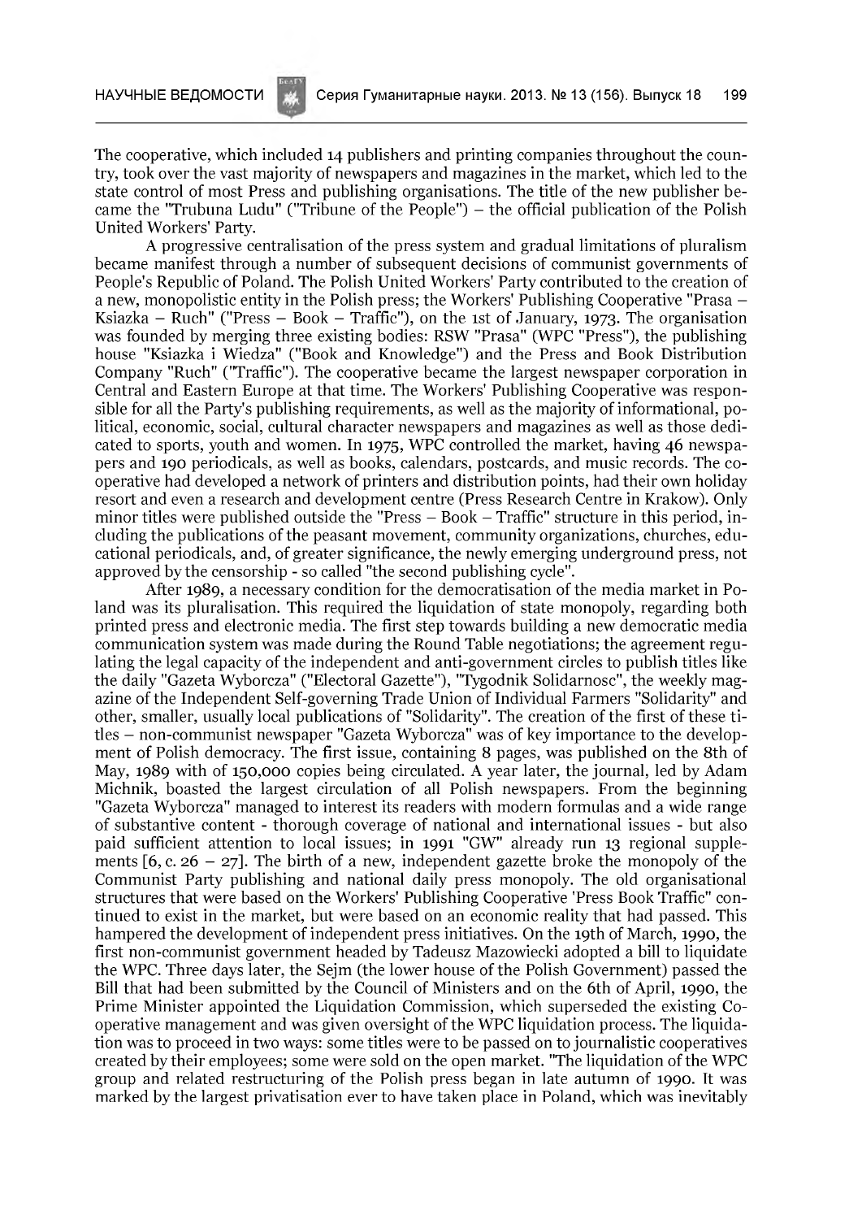The cooperative, which included 14 publishers and printing companies throughout the country, took over the vast majority of newspapers and magazines in the market, which led to the state control of most Press and publishing organisations. The title of the new publisher became the "Trubuna Ludu" ("Tribune of the People") – the official publication of the Polish United Workers' Party.

A progressive centralisation of the press system and gradual limitations of pluralism became manifest through a number of subsequent decisions of communist governments of People's Republic of Poland. The Polish United Workers' Party contributed to the creation of a new, monopolistic entity in the Polish press; the Workers' Publishing Cooperative "Prasa – Ksiazka – Ruch" ("Press – Book – Traffic"), on the 1st of January, 1973. The organisation was founded by merging three existing bodies: RSW "Prasa" (WPC "Press"), the publishing house "Ksiazka i Wiedza" ("Book and Knowledge") and the Press and Book Distribution Company "Ruch" ("Traffic"). The cooperative became the largest newspaper corporation in Central and Eastern Europe at that time. The Workers' Publishing Cooperative was responsible for all the Party's publishing requirements, as well as the majority of informational, political, economic, social, cultural character newspapers and magazines as well as those dedicated to sports, youth and women. In 1975, WPC controlled the market, having 46 newspapers and 190 periodicals, as well as books, calendars, postcards, and music records. The cooperative had developed a network of printers and distribution points, had their own holiday resort and even a research and development centre (Press Research Centre in Krakow). Only minor titles were published outside the "Press – Book – Traffic" structure in this period, including the publications of the peasant movement, community organizations, churches, educational periodicals, and, of greater significance, the newly emerging underground press, not approved by the censorship - so called "the second publishing cycle".

After 1989, a necessary condition for the democratisation of the media market in Poland was its pluralisation. This required the liquidation of state monopoly, regarding both printed press and electronic media. The first step towards building a new democratic media communication system was made during the Round Table negotiations; the agreement regulating the legal capacity of the independent and anti-government circles to publish titles like the daily "Gazeta Wyborcza" ("Electoral Gazette"), "Tygodnik Solidarnosc", the weekly magazine of the Independent Self-governing Trade Union of Individual Farmers "Solidarity" and other, smaller, usually local publications of "Solidarity". The creation of the first of these titles – non-communist newspaper "Gazeta Wyborcza" was of key importance to the development of Polish democracy. The first issue, containing 8 pages, was published on the 8th of May, 1989 with of 150,000 copies being circulated. A year later, the journal, led by Adam Michnik, boasted the largest circulation of all Polish newspapers. From the beginning "Gazeta Wyborcza" managed to interest its readers with modern formulas and a wide range of substantive content - thorough coverage of national and international issues - but also paid sufficient attention to local issues; in 1991 "GW" already run 13 regional supplements [6, c. 26 – 27]. The birth of a new, independent gazette broke the monopoly of the Communist Party publishing and national daily press monopoly. The old organisational structures that were based on the Workers' Publishing Cooperative 'Press Book Traffic" continued to exist in the market, but were based on an economic reality that had passed. This hampered the development of independent press initiatives. On the 19th of March, 1990, the first non-communist government headed by Tadeusz Mazowiecki adopted a bill to liquidate the WPC. Three days later, the Sejm (the lower house of the Polish Government) passed the Bill that had been submitted by the Council of Ministers and on the 6th of April, 1990, the Prime Minister appointed the Liquidation Commission, which superseded the existing Cooperative management and was given oversight of the WPC liquidation process. The liquidation was to proceed in two ways: some titles were to be passed on to journalistic cooperatives created by their employees; some were sold on the open market. "The liquidation of the WPC group and related restructuring of the Polish press began in late autumn of 1990. It was marked by the largest privatisation ever to have taken place in Poland, which was inevitably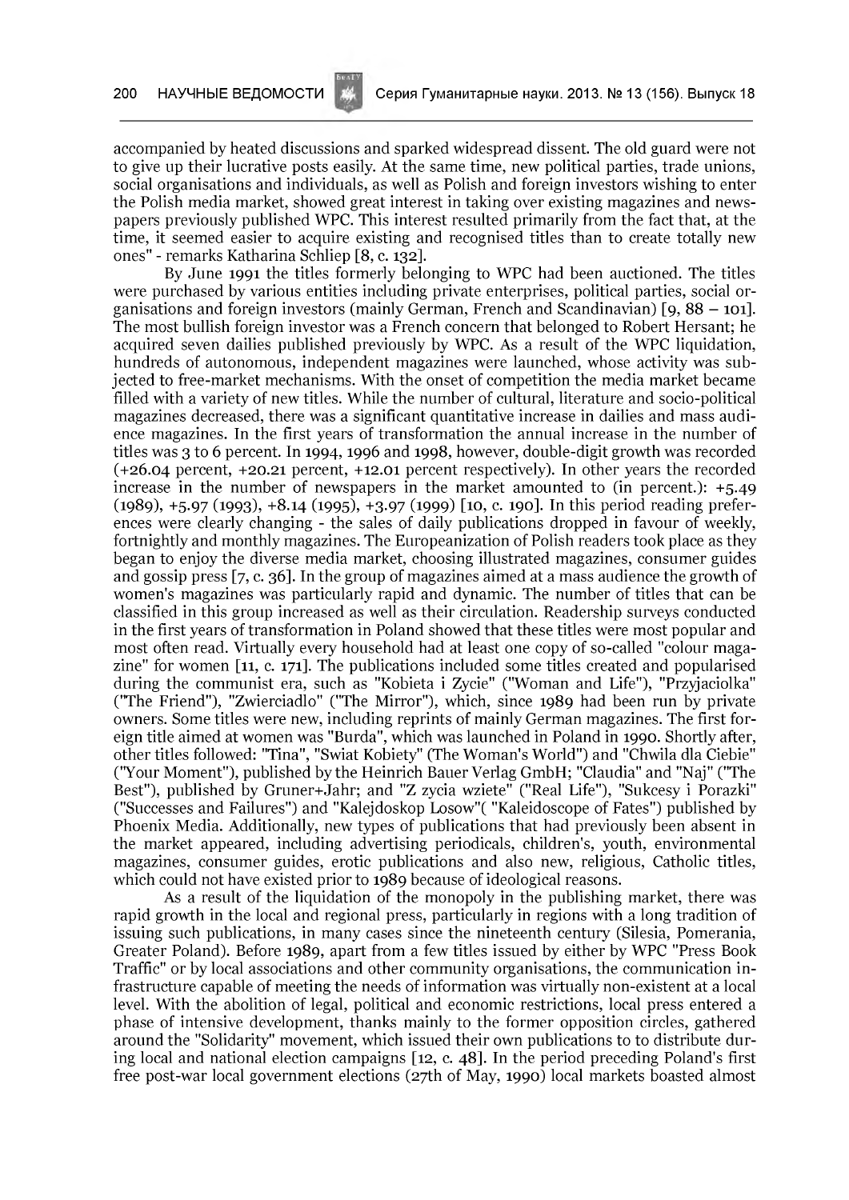accompanied by heated discussions and sparked widespread dissent. The old guard were not to give up their lucrative posts easily. At the same time, new political parties, trade unions, social organisations and individuals, as well as Polish and foreign investors wishing to enter the Polish media market, showed great interest in taking over existing magazines and newspapers previously published WPC. This interest resulted primarily from the fact that, at the time, it seemed easier to acquire existing and recognised titles than to create totally new ones" - remarks Katharina Schliep [8, с. 132].

By June 1991 the titles formerly belonging to WPC had been auctioned. The titles were purchased by various entities including private enterprises, political parties, social organisations and foreign investors (mainly German, French and Scandinavian) [9, 88 – 101]. The most bullish foreign investor was a French concern that belonged to Robert Hersant; he acquired seven dailies published previously by WPC. As a result of the WPC liquidation, hundreds of autonomous, independent magazines were launched, whose activity was subjected to free-market mechanisms. With the onset of competition the media market became filled with a variety of new titles. While the number of cultural, literature and socio-political magazines decreased, there was a significant quantitative increase in dailies and mass audience magazines. In the first years of transformation the annual increase in the number of titles was 3 to 6 percent. In 1994, 1996 and 1998, however, double-digit growth was recorded (+26.04 percent, +20.21 percent, +12.01 percent respectively). In other years the recorded increase in the number of newspapers in the market amounted to (in percent.): +5.49 (1989), +5.97 (1993), +8.14 (1995), +3.97 (1999) [10, с. 190]. In this period reading preferences were clearly changing - the sales of daily publications dropped in favour of weekly, fortnightly and monthly magazines. The Europeanization of Polish readers took place as they began to enjoy the diverse media market, choosing illustrated magazines, consumer guides and gossip press [7, с. 36]. In the group of magazines aimed at a mass audience the growth of women's magazines was particularly rapid and dynamic. The number of titles that can be classified in this group increased as well as their circulation. Readership surveys conducted in the first years of transformation in Poland showed that these titles were most popular and most often read. Virtually every household had at least one copy of so-called "colour magazine" for women [11, с. 171]. The publications included some titles created and popularised during the communist era, such as "Kobieta i Zycie" ("Woman and Life"), "Przyjaciolka" ("The Friend"), "Zwierciadlo" ("The Mirror"), which, since 1989 had been run by private owners. Some titles were new, including reprints of mainly German magazines. The first foreign title aimed at women was "Burda", which was launched in Poland in 1990. Shortly after, other titles followed: "Tina", "Swiat Kobiety" (The Woman's World") and "Chwila dla Ciebie" ("Your Moment"), published by the Heinrich Bauer Verlag GmbH; "Claudia" and "Naj" ("The Best"), published by Gruner+Jahr; and "Z zycia wziete" ("Real Life"), "Sukcesy i Porazki" ("Successes and Failures") and "Kalejdoskop Losow"( "Kaleidoscope of Fates") published by Phoenix Media. Additionally, new types of publications that had previously been absent in the market appeared, including advertising periodicals, children's, youth, environmental magazines, consumer guides, erotic publications and also new, religious, Catholic titles, which could not have existed prior to 1989 because of ideological reasons.

As a result of the liquidation of the monopoly in the publishing market, there was rapid growth in the local and regional press, particularly in regions with a long tradition of issuing such publications, in many cases since the nineteenth century (Silesia, Pomerania, Greater Poland). Before 1989, apart from a few titles issued by either by WPC "Press Book Traffic" or by local associations and other community organisations, the communication infrastructure capable of meeting the needs of information was virtually non-existent at a local level. With the abolition of legal, political and economic restrictions, local press entered a phase of intensive development, thanks mainly to the former opposition circles, gathered around the "Solidarity" movement, which issued their own publications to to distribute during local and national election campaigns [12, с. 48]. In the period preceding Poland's first free post-war local government elections (27th of May, 1990) local markets boasted almost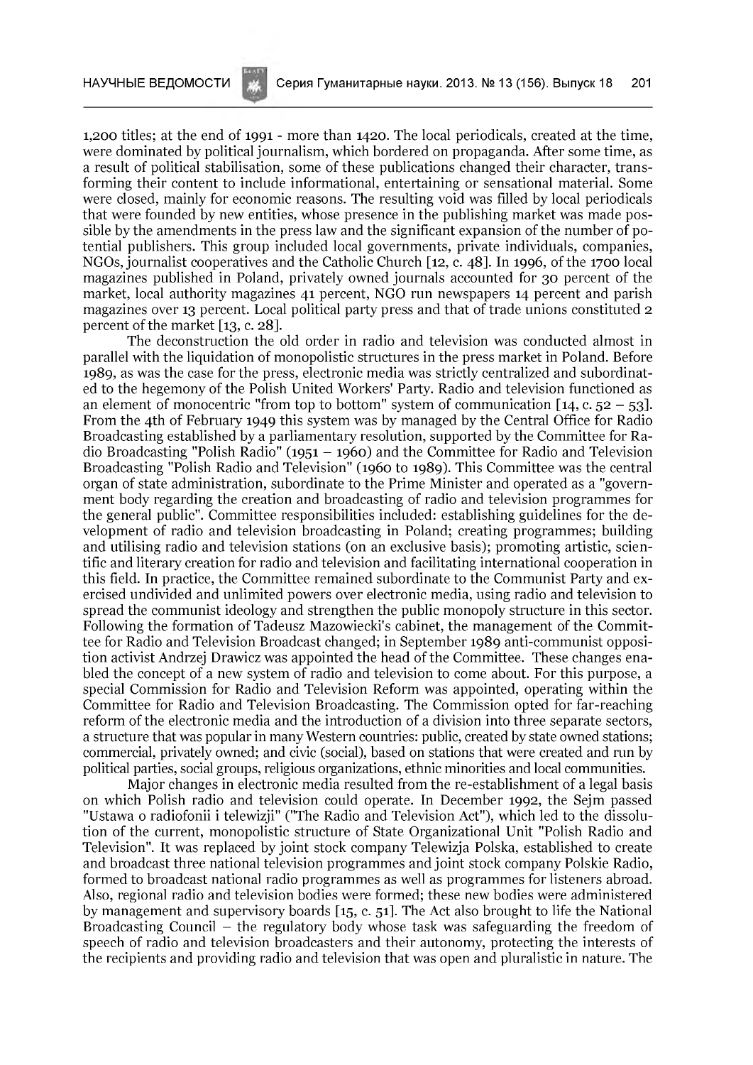1,200 titles; at the end of 1991 - more than 1420. The local periodicals, created at the time, were dominated by political journalism, which bordered on propaganda. After some time, as a result of political stabilisation, some of these publications changed their character, transforming their content to include informational, entertaining or sensational material. Some were closed, mainly for economic reasons. The resulting void was filled by local periodicals that were founded by new entities, whose presence in the publishing market was made possible by the amendments in the press law and the significant expansion of the number of potential publishers. This group included local governments, private individuals, companies, NGOs, journalist cooperatives and the Catholic Church [12, c. 48]. In 1996, of the 1700 local magazines published in Poland, privately owned journals accounted for 30 percent of the market, local authority magazines 41 percent, NGO run newspapers 14 percent and parish magazines over 13 percent. Local political party press and that of trade unions constituted 2 percent of the market [13, c. 28].

The deconstruction the old order in radio and television was conducted almost in parallel with the liquidation of monopolistic structures in the press market in Poland. Before 1989, as was the case for the press, electronic media was strictly centralized and subordinated to the hegemony of the Polish United Workers' Party. Radio and television functioned as an element of monocentric "from top to bottom" system of communication [14, c. 52 – 53]. From the 4th of February 1949 this system was by managed by the Central Office for Radio Broadcasting established by a parliamentary resolution, supported by the Committee for Radio Broadcasting "Polish Radio" (1951 – 1960) and the Committee for Radio and Television Broadcasting "Polish Radio and Television" (1960 to 1989). This Committee was the central organ of state administration, subordinate to the Prime Minister and operated as a "government body regarding the creation and broadcasting of radio and television programmes for the general public". Committee responsibilities included: establishing guidelines for the development of radio and television broadcasting in Poland; creating programmes; building and utilising radio and television stations (on an exclusive basis); promoting artistic, scientific and literary creation for radio and television and facilitating international cooperation in this field. In practice, the Committee remained subordinate to the Communist Party and exercised undivided and unlimited powers over electronic media, using radio and television to spread the communist ideology and strengthen the public monopoly structure in this sector. Following the formation of Tadeusz Mazowiecki's cabinet, the management of the Committee for Radio and Television Broadcast changed; in September 1989 anti-communist opposition activist Andrzej Drawicz was appointed the head of the Committee. These changes enabled the concept of a new system of radio and television to come about. For this purpose, a special Commission for Radio and Television Reform was appointed, operating within the Committee for Radio and Television Broadcasting. The Commission opted for far-reaching reform of the electronic media and the introduction of a division into three separate sectors, a structure that was popular in many Western countries: public, created by state owned stations; commercial, privately owned; and civic (social), based on stations that were created and run by political parties, social groups, religious organizations, ethnic minorities and local communities.

Major changes in electronic media resulted from the re-establishment of a legal basis on which Polish radio and television could operate. In December 1992, the Sejm passed "Ustawa o radiofonii i telewizji" ("The Radio and Television Act"), which led to the dissolution of the current, monopolistic structure of State Organizational Unit "Polish Radio and Television". It was replaced by joint stock company Telewizja Polska, established to create and broadcast three national television programmes and joint stock company Polskie Radio, formed to broadcast national radio programmes as well as programmes for listeners abroad. Also, regional radio and television bodies were formed; these new bodies were administered by management and supervisory boards [15, c. 51]. The Act also brought to life the National Broadcasting Council – the regulatory body whose task was safeguarding the freedom of speech of radio and television broadcasters and their autonomy, protecting the interests of the recipients and providing radio and television that was open and pluralistic in nature. The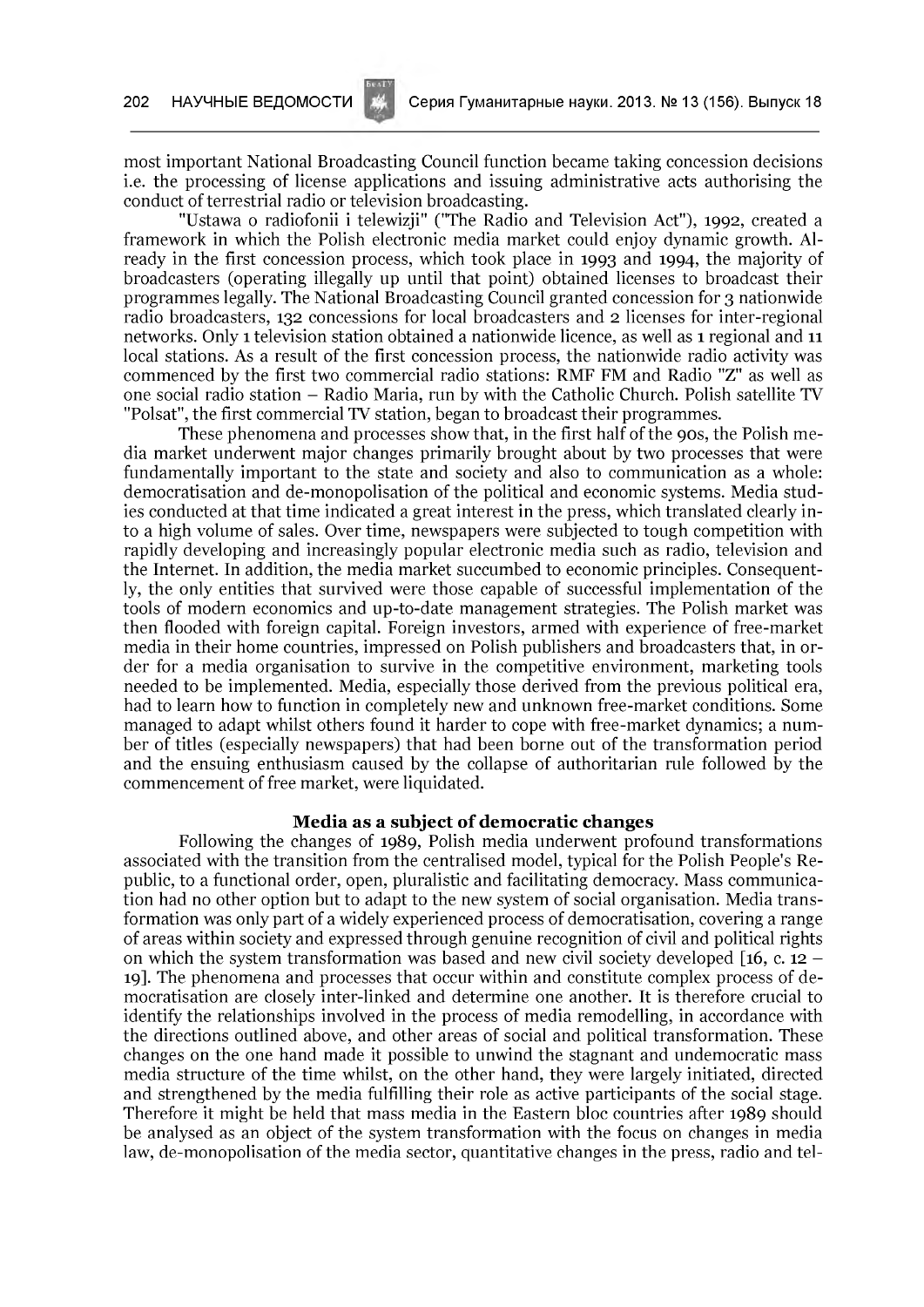most important National Broadcasting Council function became taking concession decisions i.e. the processing of license applications and issuing administrative acts authorising the conduct of terrestrial radio or television broadcasting.

"Ustawa o radiofonii i telewizji" ("The Radio and Television Act"), 1992, created a framework in which the Polish electronic media market could enjoy dynamic growth. Already in the first concession process, which took place in 1993 and 1994, the majority of broadcasters (operating illegally up until that point) obtained licenses to broadcast their programmes legally. The National Broadcasting Council granted concession for 3 nationwide radio broadcasters, 132 concessions for local broadcasters and 2 licenses for inter-regional networks. Only 1 television station obtained a nationwide licence, as well as 1 regional and 11 local stations. As a result of the first concession process, the nationwide radio activity was commenced by the first two commercial radio stations: RMF FM and Radio "Z" as well as one social radio station – Radio Maria, run by with the Catholic Church. Polish satellite TV "Polsat", the first commercial TV station, began to broadcast their programmes.

These phenomena and processes show that, in the first half of the 90s, the Polish media market underwent major changes primarily brought about by two processes that were fundamentally important to the state and society and also to communication as a whole: democratisation and de-monopolisation of the political and economic systems. Media studies conducted at that time indicated a great interest in the press, which translated clearly into a high volume of sales. Over time, newspapers were subjected to tough competition with rapidly developing and increasingly popular electronic media such as radio, television and the Internet. In addition, the media market succumbed to economic principles. Consequently, the only entities that survived were those capable of successful implementation of the tools of modern economics and up-to-date management strategies. The Polish market was then flooded with foreign capital. Foreign investors, armed with experience of free-market media in their home countries, impressed on Polish publishers and broadcasters that, in order for a media organisation to survive in the competitive environment, marketing tools needed to be implemented. Media, especially those derived from the previous political era, had to learn how to function in completely new and unknown free-market conditions. Some managed to adapt whilst others found it harder to cope with free-market dynamics; a number of titles (especially newspapers) that had been borne out of the transformation period and the ensuing enthusiasm caused by the collapse of authoritarian rule followed by the commencement of free market, were liquidated.

## Media as a subject of democratic changes

Following the changes of 1989, Polish media underwent profound transformations associated with the transition from the centralised model, typical for the Polish People's Republic, to a functional order, open, pluralistic and facilitating democracy. Mass communication had no other option but to adapt to the new system of social organisation. Media transformation was only part of a widely experienced process of democratisation, covering a range of areas within society and expressed through genuine recognition of civil and political rights on which the system transformation was based and new civil society developed [16, c. 12 – 19]. The phenomena and processes that occur within and constitute complex process of democratisation are closely inter-linked and determine one another. It is therefore crucial to identify the relationships involved in the process of media remodelling, in accordance with the directions outlined above, and other areas of social and political transformation. These changes on the one hand made it possible to unwind the stagnant and undemocratic mass media structure of the time whilst, on the other hand, they were largely initiated, directed and strengthened by the media fulfilling their role as active participants of the social stage. Therefore it might be held that mass media in the Eastern bloc countries after 1989 should be analysed as an object of the system transformation with the focus on changes in media law, de-monopolisation of the media sector, quantitative changes in the press, radio and tel-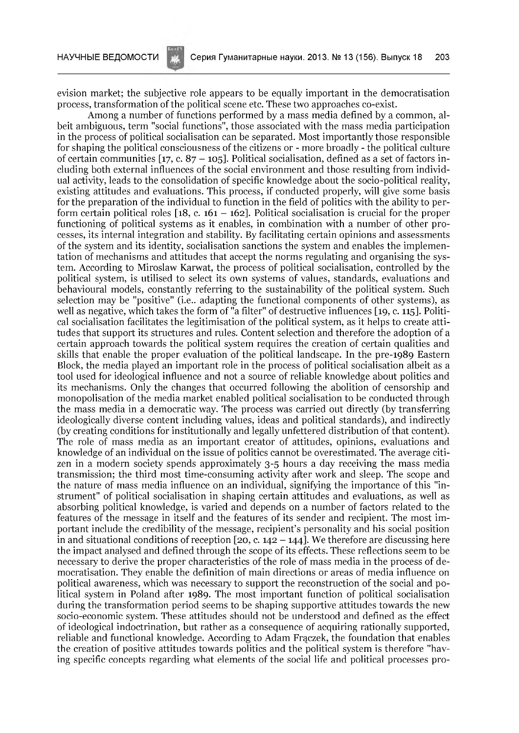evision market; the subjective role appears to be equally important in the democratisation process, transformation of the political scene etc. These two approaches co-exist.

Among a number of functions performed by a mass media defined by a common, albeit ambiguous, term "social functions", those associated with the mass media participation in the process of political socialisation can be separated. Most importantly those responsible for shaping the political consciousness of the citizens or - more broadly - the political culture of certain communities [17, c. 87 – 105]. Political socialisation, defined as a set of factors including both external influences of the social environment and those resulting from individual activity, leads to the consolidation of specific knowledge about the socio-political reality, existing attitudes and evaluations. This process, if conducted properly, will give some basis for the preparation of the individual to function in the field of politics with the ability to perform certain political roles [18, c. 161 – 162]. Political socialisation is crucial for the proper functioning of political systems as it enables, in combination with a number of other processes, its internal integration and stability. By facilitating certain opinions and assessments of the system and its identity, socialisation sanctions the system and enables the implementation of mechanisms and attitudes that accept the norms regulating and organising the system. According to Miroslaw Karwat, the process of political socialisation, controlled by the political system, is utilised to select its own systems of values, standards, evaluations and behavioural models, constantly referring to the sustainability of the political system. Such selection may be "positive" (i.e.. adapting the functional components of other systems), as well as negative, which takes the form of "a filter" of destructive influences [19, c. 115]. Political socialisation facilitates the legitimisation of the political system, as it helps to create attitudes that support its structures and rules. Content selection and therefore the adoption of a certain approach towards the political system requires the creation of certain qualities and skills that enable the proper evaluation of the political landscape. In the pre-1989 Eastern Block, the media played an important role in the process of political socialisation albeit as a tool used for ideological influence and not a source of reliable knowledge about politics and its mechanisms. Only the changes that occurred following the abolition of censorship and monopolisation of the media market enabled political socialisation to be conducted through the mass media in a democratic way. The process was carried out directly (by transferring ideologically diverse content including values, ideas and political standards), and indirectly (by creating conditions for institutionally and legally unfettered distribution of that content). The role of mass media as an important creator of attitudes, opinions, evaluations and knowledge of an individual on the issue of politics cannot be overestimated. The average citizen in a modern society spends approximately 3-5 hours a day receiving the mass media transmission; the third most time-consuming activity after work and sleep. The scope and the nature of mass media influence on an individual, signifying the importance of this "instrument" of political socialisation in shaping certain attitudes and evaluations, as well as absorbing political knowledge, is varied and depends on a number of factors related to the features of the message in itself and the features of its sender and recipient. The most important include the credibility of the message, recipient's personality and his social position in and situational conditions of reception [20, c. 142 – 144]. We therefore are discussing here the impact analysed and defined through the scope of its effects. These reflections seem to be necessary to derive the proper characteristics of the role of mass media in the process of democratisation. They enable the definition of main directions or areas of media influence on political awareness, which was necessary to support the reconstruction of the social and political system in Poland after 1989. The most important function of political socialisation during the transformation period seems to be shaping supportive attitudes towards the new socio-economic system. These attitudes should not be understood and defined as the effect of ideological indoctrination, but rather as a consequence of acquiring rationally supported, reliable and functional knowledge. According to Adam Frączek, the foundation that enables the creation of positive attitudes towards politics and the political system is therefore "having specific concepts regarding what elements of the social life and political processes pro-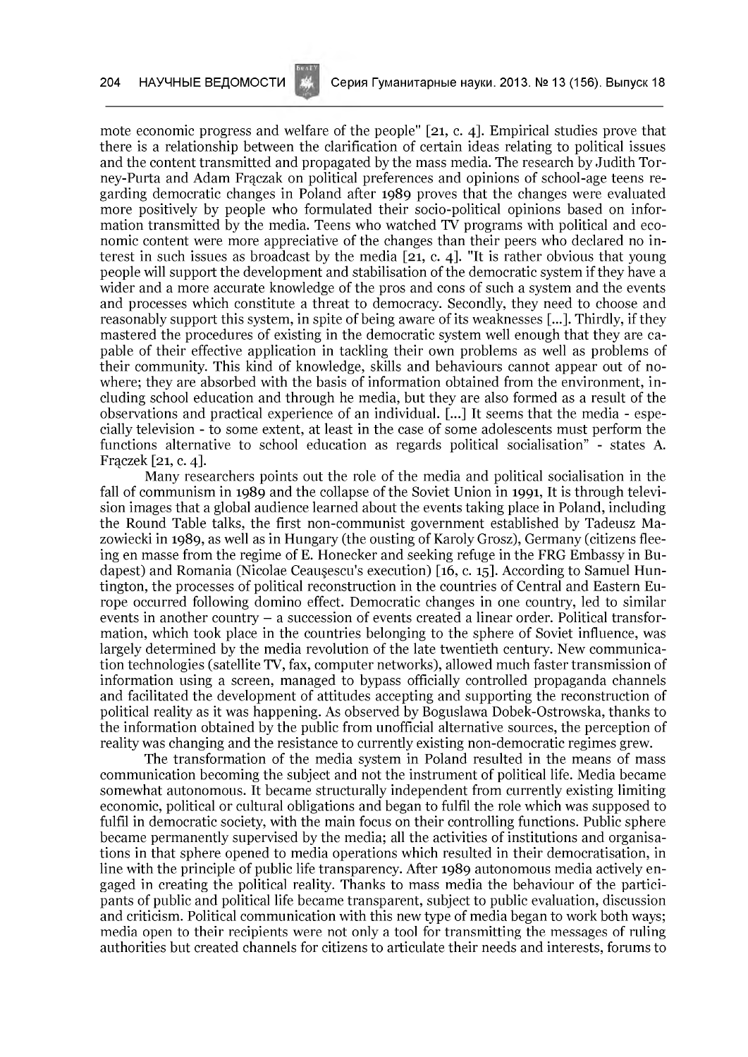mote economic progress and welfare of the people" [21, c. 4]. Empirical studies prove that there is a relationship between the clarification of certain ideas relating to political issues and the content transmitted and propagated by the mass media. The research by Judith Torney-Purta and Adam Frączak on political preferences and opinions of school-age teens regarding democratic changes in Poland after 1989 proves that the changes were evaluated more positively by people who formulated their socio-political opinions based on information transmitted by the media. Teens who watched TV programs with political and economic content were more appreciative of the changes than their peers who declared no interest in such issues as broadcast by the media [21, c. 4]. "It is rather obvious that young people will support the development and stabilisation of the democratic system if they have a wider and a more accurate knowledge of the pros and cons of such a system and the events and processes which constitute a threat to democracy. Secondly, they need to choose and reasonably support this system, in spite of being aware of its weaknesses [...]. Thirdly, if they mastered the procedures of existing in the democratic system well enough that they are capable of their effective application in tackling their own problems as well as problems of their community. This kind of knowledge, skills and behaviours cannot appear out of nowhere; they are absorbed with the basis of information obtained from the environment, including school education and through he media, but they are also formed as a result of the observations and practical experience of an individual. [...] It seems that the media - especially television - to some extent, at least in the case of some adolescents must perform the functions alternative to school education as regards political socialisation" - states A. Frączek [21, c. 4].

Many researchers points out the role of the media and political socialisation in the fall of communism in 1989 and the collapse of the Soviet Union in 1991, It is through television images that a global audience learned about the events taking place in Poland, including the Round Table talks, the first non-communist government established by Tadeusz Mazowiecki in 1989, as well as in Hungary (the ousting of Karoly Grosz), Germany (citizens fleeing en masse from the regime of E. Honecker and seeking refuge in the FRG Embassy in Budapest) and Romania (Nicolae Ceauşescu's execution) [16, c. 15]. According to Samuel Huntington, the processes of political reconstruction in the countries of Central and Eastern Europe occurred following domino effect. Democratic changes in one country, led to similar events in another country – a succession of events created a linear order. Political transformation, which took place in the countries belonging to the sphere of Soviet influence, was largely determined by the media revolution of the late twentieth century. New communication technologies (satellite TV, fax, computer networks), allowed much faster transmission of information using a screen, managed to bypass officially controlled propaganda channels and facilitated the development of attitudes accepting and supporting the reconstruction of political reality as it was happening. As observed by Boguslawa Dobek-Ostrowska, thanks to the information obtained by the public from unofficial alternative sources, the perception of reality was changing and the resistance to currently existing non-democratic regimes grew.

The transformation of the media system in Poland resulted in the means of mass communication becoming the subject and not the instrument of political life. Media became somewhat autonomous. It became structurally independent from currently existing limiting economic, political or cultural obligations and began to fulfil the role which was supposed to fulfil in democratic society, with the main focus on their controlling functions. Public sphere became permanently supervised by the media; all the activities of institutions and organisations in that sphere opened to media operations which resulted in their democratisation, in line with the principle of public life transparency. After 1989 autonomous media actively engaged in creating the political reality. Thanks to mass media the behaviour of the participants of public and political life became transparent, subject to public evaluation, discussion and criticism. Political communication with this new type of media began to work both ways; media open to their recipients were not only a tool for transmitting the messages of ruling authorities but created channels for citizens to articulate their needs and interests, forums to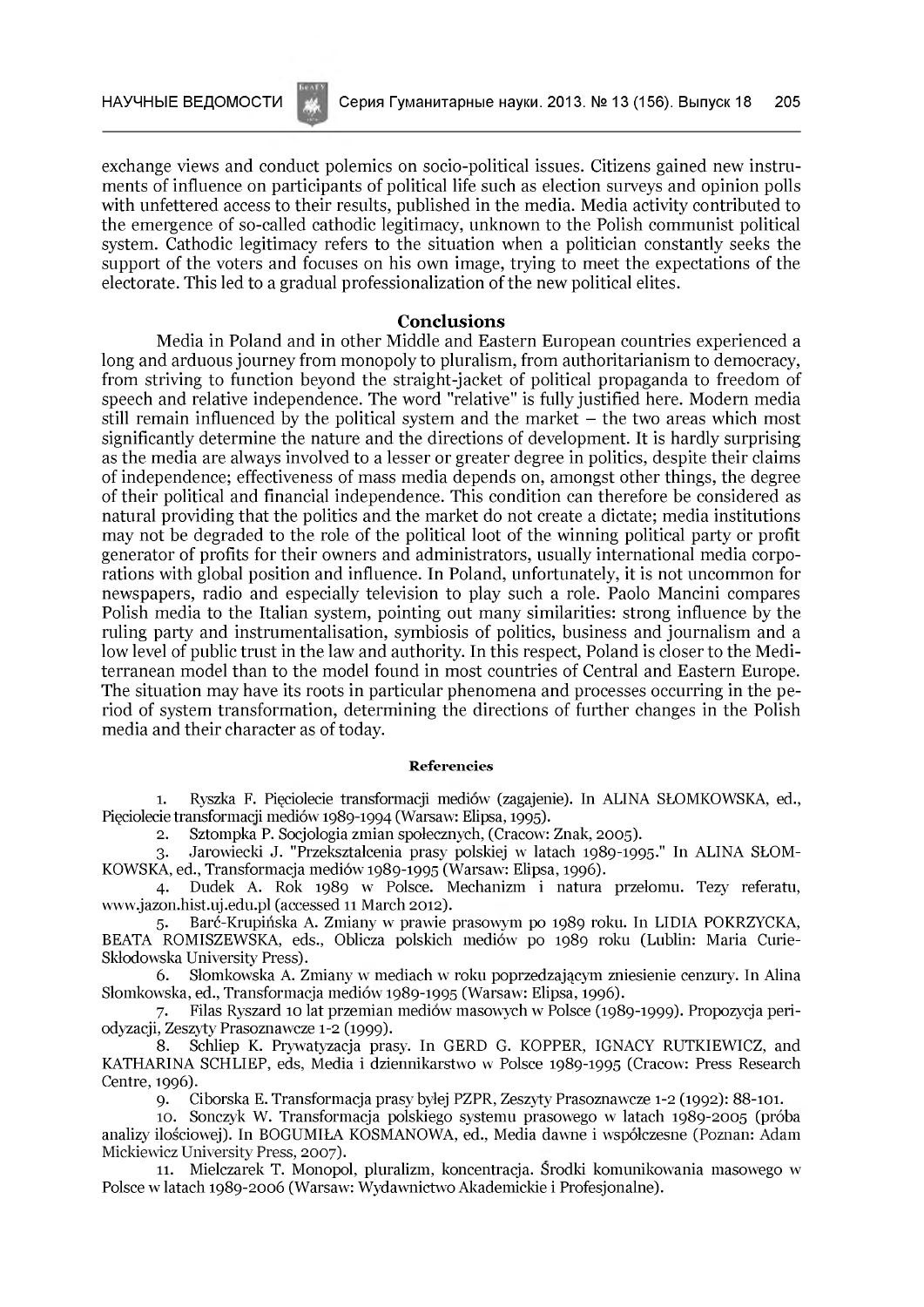exchange views and conduct polemics on socio-political issues. Citizens gained new instruments of influence on participants of political life such as election surveys and opinion polls with unfettered access to their results, published in the media. Media activity contributed to the emergence of so-called cathodic legitimacy, unknown to the Polish communist political system. Cathodic legitimacy refers to the situation when a politician constantly seeks the support of the voters and focuses on his own image, trying to meet the expectations of the electorate. This led to a gradual professionalization of the new political elites.

## Conclusions

Media in Poland and in other Middle and Eastern European countries experienced a long and arduous journey from monopoly to pluralism, from authoritarianism to democracy, from striving to function beyond the straight-jacket of political propaganda to freedom of speech and relative independence. The word "relative" is fully justified here. Modern media still remain influenced by the political system and the market – the two areas which most significantly determine the nature and the directions of development. It is hardly surprising as the media are always involved to a lesser or greater degree in politics, despite their claims of independence; effectiveness of mass media depends on, amongst other things, the degree of their political and financial independence. This condition can therefore be considered as natural providing that the politics and the market do not create a dictate; media institutions may not be degraded to the role of the political loot of the winning political party or profit generator of profits for their owners and administrators, usually international media corporations with global position and influence. In Poland, unfortunately, it is not uncommon for newspapers, radio and especially television to play such a role. Paolo Mancini compares Polish media to the Italian system, pointing out many similarities: strong influence by the ruling party and instrumentalisation, symbiosis of politics, business and journalism and a low level of public trust in the law and authority. In this respect, Poland is closer to the Mediterranean model than to the model found in most countries of Central and Eastern Europe. The situation may have its roots in particular phenomena and processes occurring in the period of system transformation, determining the directions of further changes in the Polish media and their character as of today.

### Referencies

1. Ryszka F. Pięciolecie transformacji mediów (zagajenie). In ALINA SŁOMKOWSKA, ed., Pięciolecie transformacji mediów 1989-1994 (Warsaw: Elipsa, 1995).
2. Sztompka P. Socjologia zmian społecznych, (Cracow: Znak, 2005).
3. Jarowiecki J. "Przekształcenia prasy polskiej w latach 1989-1995." In ALINA SŁOMKOWSKA, ed., Transformacja mediów 1989-1995 (Warsaw: Elipsa, 1996).
4. Dudek A. Rok 1989 w Polsce. Mechanizm i natura przełomu. Tezy referatu, www.jazon.hist.uj.edu.pl (accessed 11 March 2012).
5. Barć-Krupińska A. Zmiany w prawie prasowym po 1989 roku. In LIDIA POKRZYCKA, BEATA ROMISZEWSKA, eds., Oblicza polskich mediów po 1989 roku (Lublin: Maria Curie-Skłodowska University Press).
6. Słomkowska A. Zmiany w mediach w roku poprzedzającym zniesienie cenzury. In Alina Słomkowska, ed., Transformacja mediów 1989-1995 (Warsaw: Elipsa, 1996).
7. Filas Ryszard 10 lat przemian mediów masowych w Polsce (1989-1999). Propozycja periodyzacji, Zeszyty Prasoznawcze 1-2 (1999).
8. Schliep K. Prywatyzacja prasy. In GERD G. KOPPER, IGNACY RUTKIEWICZ, and KATHARINA SCHLIEP, eds, Media i dziennikarstwo w Polsce 1989-1995 (Cracow: Press Research Centre, 1996).
9. Ciborska E. Transformacja prasy byłej PZPR, Zeszyty Prasoznawcze 1-2 (1992): 88-101.
10. Sonczyk W. Transformacja polskiego systemu prasowego w latach 1989-2005 (próba analizy ilościowej). In BOGUMIŁA KOSMANOWA, ed., Media dawne i współczesne (Poznan: Adam Mickiewicz University Press, 2007).
11. Mielczarek T. Monopol, pluralizm, koncentracja. Środki komunikowania masowego w Polsce w latach 1989-2006 (Warsaw: Wydawnictwo Akademickie i Profesjonalne).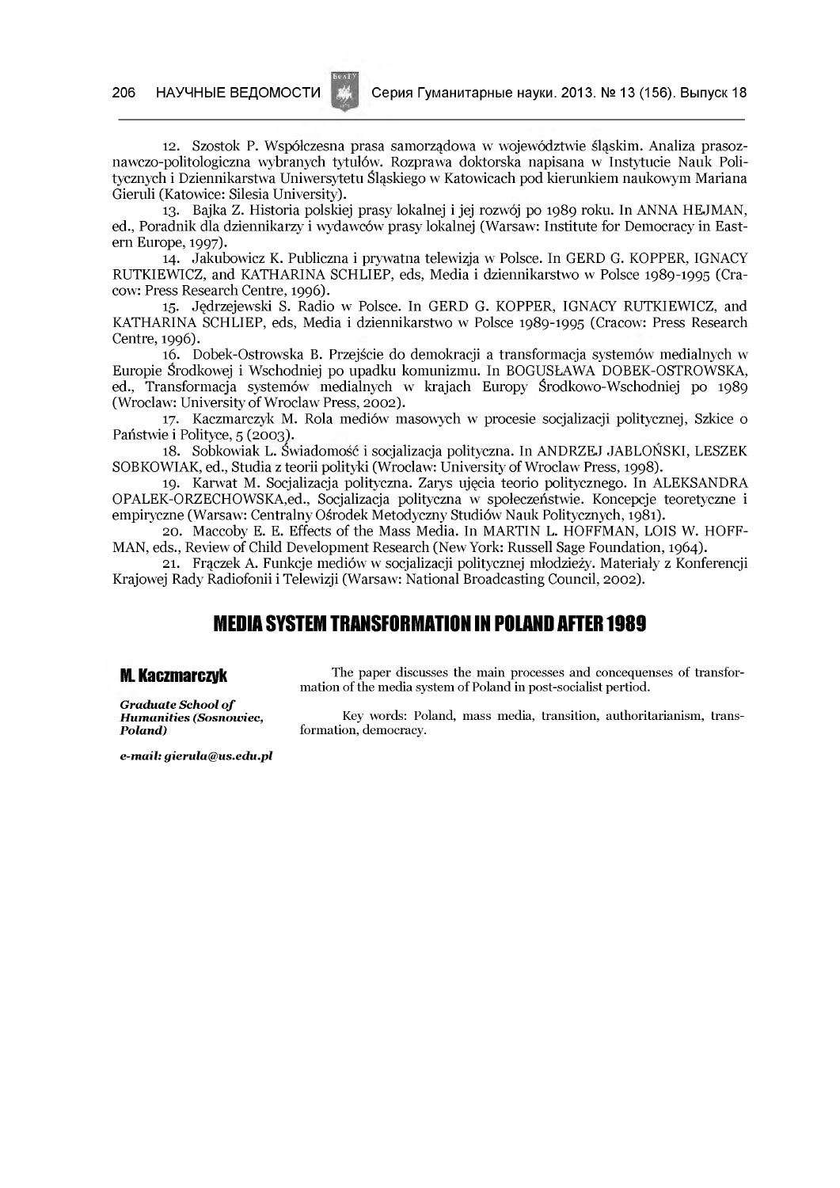12. Szostok P. Współczesna prasa samorządowa w województwie śląskim. Analiza prasoznawczo-politologiczna wybranych tytułów. Rozprawa doktorska napisana w Instytucie Nauk Politycznych i Dziennikarstwa Uniwersytetu Śląskiego w Katowicach pod kierunkiem naukowym Mariana Gieruli (Katowice: Silesia University).

13. Bajka Z. Historia polskiej prasy lokalnej i jej rozwój po 1989 roku. In ANNA HEJMAN, ed., Poradnik dla dziennikarzy i wydawców prasy lokalnej (Warsaw: Institute for Democracy in Eastern Europe, 1997).

14. Jakubowicz K. Publiczna i prywatna telewizja w Polsce. In GERD G. KOPPER, IGNACY RUTKIEWICZ, and KATHARINA SCHLIEP, eds, Media i dziennikarstwo w Polsce 1989-1995 (Cracow: Press Research Centre, 1996).

15. Jędrzejewski S. Radio w Polsce. In GERD G. KOPPER, IGNACY RUTKIEWICZ, and KATHARINA SCHLIEP, eds, Media i dziennikarstwo w Polsce 1989-1995 (Cracow: Press Research Centre, 1996).

16. Dobek-Ostrowska B. Przejście do demokracji a transformacja systemów medialnych w Europie Środkowej i Wschodniej po upadku komunizmu. In BOGUSŁAWA DOBEK-OSTROWSKA, ed., Transformacja systemów medialnych w krajach Europy Środkowo-Wschodniej po 1989 (Wroclaw: University of Wroclaw Press, 2002).

17. Kaczmarczyk M. Rola mediów masowych w procesie socjalizacji politycznej, Szkice o Państwie i Polityce, 5 (2003).

18. Sobkowiak L. Świadomość i socjalizacja polityczna. In ANDRZEJ JABLOŃSKI, LESZEK SOBKOWIAK, ed., Studia z teorii polityki (Wroclaw: University of Wroclaw Press, 1998).

19. Karwat M. Socjalizacja polityczna. Zarys ujęcia teorio politycznego. In ALEKSANDRA OPALEK-ORZECHOWSKA,ed., Socjalizacja polityczna w społeczeństwie. Koncepcje teoretyczne i empiryczne (Warsaw: Centralny Ośrodek Metodyczny Studiów Nauk Politycznych, 1981).

20. Maccoby E. E. Effects of the Mass Media. In MARTIN L. HOFFMAN, LOIS W. HOFFMAN, eds., Review of Child Development Research (New York: Russell Sage Foundation, 1964).

21. Frączek A. Funkcje mediów w socjalizacji politycznej młodzieży. Materiały z Konferencji Krajowej Rady Radiofonii i Telewizji (Warsaw: National Broadcasting Council, 2002).

## MEDIA SYSTEM TRANSFORMATION IN POLAND AFTER 1989

**M. Kaczmarczyk**

***Graduate School of Humanities (Sosnowiec, Poland)***

***e-mail: gierula@us.edu.pl***

The paper discusses the main processes and concequenses of transformation of the media system of Poland in post-socialist pertiod.

Key words: Poland, mass media, transition, authoritarianism, transformation, democracy.